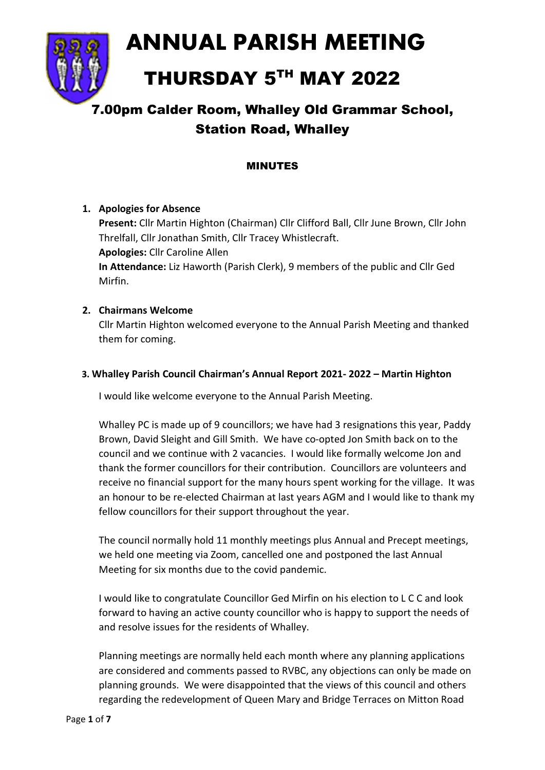# ANNUAL PARISH MEETING

# THURSDAY 5TH MAY 2022

## 7.00pm Calder Room, Whalley Old Grammar School, Station Road, Whalley

### MINUTES

1. **Apologies for Absence**

   **Present:** Cllr Martin Highton (Chairman) Cllr Clifford Ball, Cllr June Brown, Cllr John Threlfall, Cllr Jonathan Smith, Cllr Tracey Whistlecraft.
   **Apologies:** Cllr Caroline Allen
   **In Attendance:** Liz Haworth (Parish Clerk), 9 members of the public and Cllr Ged Mirfin.

2. **Chairmans Welcome**

   Cllr Martin Highton welcomed everyone to the Annual Parish Meeting and thanked them for coming.

3. **Whalley Parish Council Chairman's Annual Report 2021- 2022 – Martin Highton**

I would like welcome everyone to the Annual Parish Meeting.

Whalley PC is made up of 9 councillors; we have had 3 resignations this year, Paddy Brown, David Sleight and Gill Smith. We have co-opted Jon Smith back on to the council and we continue with 2 vacancies. I would like formally welcome Jon and thank the former councillors for their contribution. Councillors are volunteers and receive no financial support for the many hours spent working for the village. It was an honour to be re-elected Chairman at last years AGM and I would like to thank my fellow councillors for their support throughout the year.

The council normally hold 11 monthly meetings plus Annual and Precept meetings, we held one meeting via Zoom, cancelled one and postponed the last Annual Meeting for six months due to the covid pandemic.

I would like to congratulate Councillor Ged Mirfin on his election to L C C and look forward to having an active county councillor who is happy to support the needs of and resolve issues for the residents of Whalley.

Planning meetings are normally held each month where any planning applications are considered and comments passed to RVBC, any objections can only be made on planning grounds. We were disappointed that the views of this council and others regarding the redevelopment of Queen Mary and Bridge Terraces on Mitton Road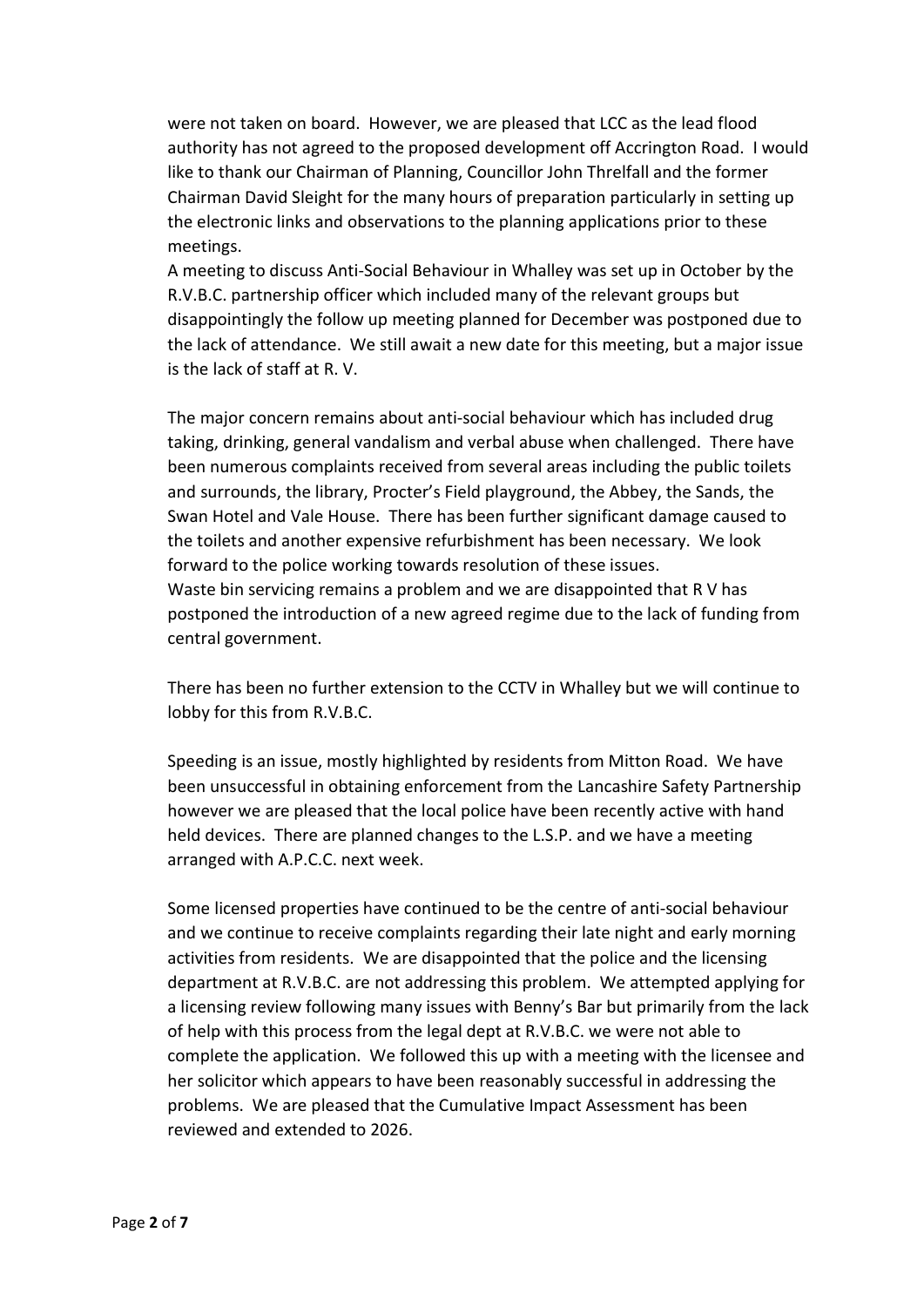were not taken on board. However, we are pleased that LCC as the lead flood authority has not agreed to the proposed development off Accrington Road. I would like to thank our Chairman of Planning, Councillor John Threlfall and the former Chairman David Sleight for the many hours of preparation particularly in setting up the electronic links and observations to the planning applications prior to these meetings.
A meeting to discuss Anti-Social Behaviour in Whalley was set up in October by the R.V.B.C. partnership officer which included many of the relevant groups but disappointingly the follow up meeting planned for December was postponed due to the lack of attendance. We still await a new date for this meeting, but a major issue is the lack of staff at R. V.

The major concern remains about anti-social behaviour which has included drug taking, drinking, general vandalism and verbal abuse when challenged. There have been numerous complaints received from several areas including the public toilets and surrounds, the library, Procter's Field playground, the Abbey, the Sands, the Swan Hotel and Vale House. There has been further significant damage caused to the toilets and another expensive refurbishment has been necessary. We look forward to the police working towards resolution of these issues.
Waste bin servicing remains a problem and we are disappointed that R V has postponed the introduction of a new agreed regime due to the lack of funding from central government.

There has been no further extension to the CCTV in Whalley but we will continue to lobby for this from R.V.B.C.

Speeding is an issue, mostly highlighted by residents from Mitton Road. We have been unsuccessful in obtaining enforcement from the Lancashire Safety Partnership however we are pleased that the local police have been recently active with hand held devices. There are planned changes to the L.S.P. and we have a meeting arranged with A.P.C.C. next week.

Some licensed properties have continued to be the centre of anti-social behaviour and we continue to receive complaints regarding their late night and early morning activities from residents. We are disappointed that the police and the licensing department at R.V.B.C. are not addressing this problem. We attempted applying for a licensing review following many issues with Benny's Bar but primarily from the lack of help with this process from the legal dept at R.V.B.C. we were not able to complete the application. We followed this up with a meeting with the licensee and her solicitor which appears to have been reasonably successful in addressing the problems. We are pleased that the Cumulative Impact Assessment has been reviewed and extended to 2026.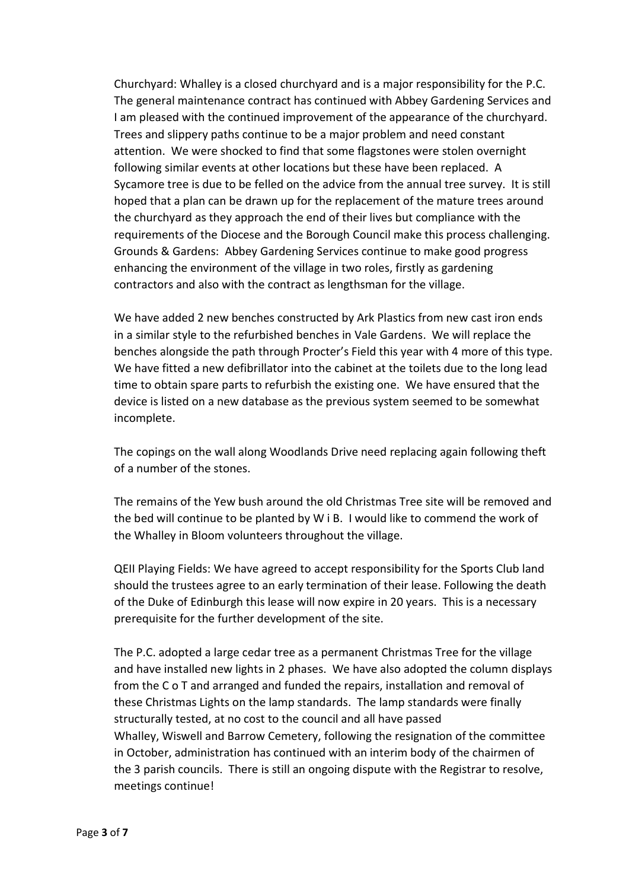Churchyard: Whalley is a closed churchyard and is a major responsibility for the P.C. The general maintenance contract has continued with Abbey Gardening Services and I am pleased with the continued improvement of the appearance of the churchyard. Trees and slippery paths continue to be a major problem and need constant attention. We were shocked to find that some flagstones were stolen overnight following similar events at other locations but these have been replaced. A Sycamore tree is due to be felled on the advice from the annual tree survey. It is still hoped that a plan can be drawn up for the replacement of the mature trees around the churchyard as they approach the end of their lives but compliance with the requirements of the Diocese and the Borough Council make this process challenging. Grounds & Gardens: Abbey Gardening Services continue to make good progress enhancing the environment of the village in two roles, firstly as gardening contractors and also with the contract as lengthsman for the village.

We have added 2 new benches constructed by Ark Plastics from new cast iron ends in a similar style to the refurbished benches in Vale Gardens. We will replace the benches alongside the path through Procter's Field this year with 4 more of this type. We have fitted a new defibrillator into the cabinet at the toilets due to the long lead time to obtain spare parts to refurbish the existing one. We have ensured that the device is listed on a new database as the previous system seemed to be somewhat incomplete.

The copings on the wall along Woodlands Drive need replacing again following theft of a number of the stones.

The remains of the Yew bush around the old Christmas Tree site will be removed and the bed will continue to be planted by W i B. I would like to commend the work of the Whalley in Bloom volunteers throughout the village.

QEII Playing Fields: We have agreed to accept responsibility for the Sports Club land should the trustees agree to an early termination of their lease. Following the death of the Duke of Edinburgh this lease will now expire in 20 years. This is a necessary prerequisite for the further development of the site.

The P.C. adopted a large cedar tree as a permanent Christmas Tree for the village and have installed new lights in 2 phases. We have also adopted the column displays from the C o T and arranged and funded the repairs, installation and removal of these Christmas Lights on the lamp standards. The lamp standards were finally structurally tested, at no cost to the council and all have passed
Whalley, Wiswell and Barrow Cemetery, following the resignation of the committee in October, administration has continued with an interim body of the chairmen of the 3 parish councils. There is still an ongoing dispute with the Registrar to resolve, meetings continue!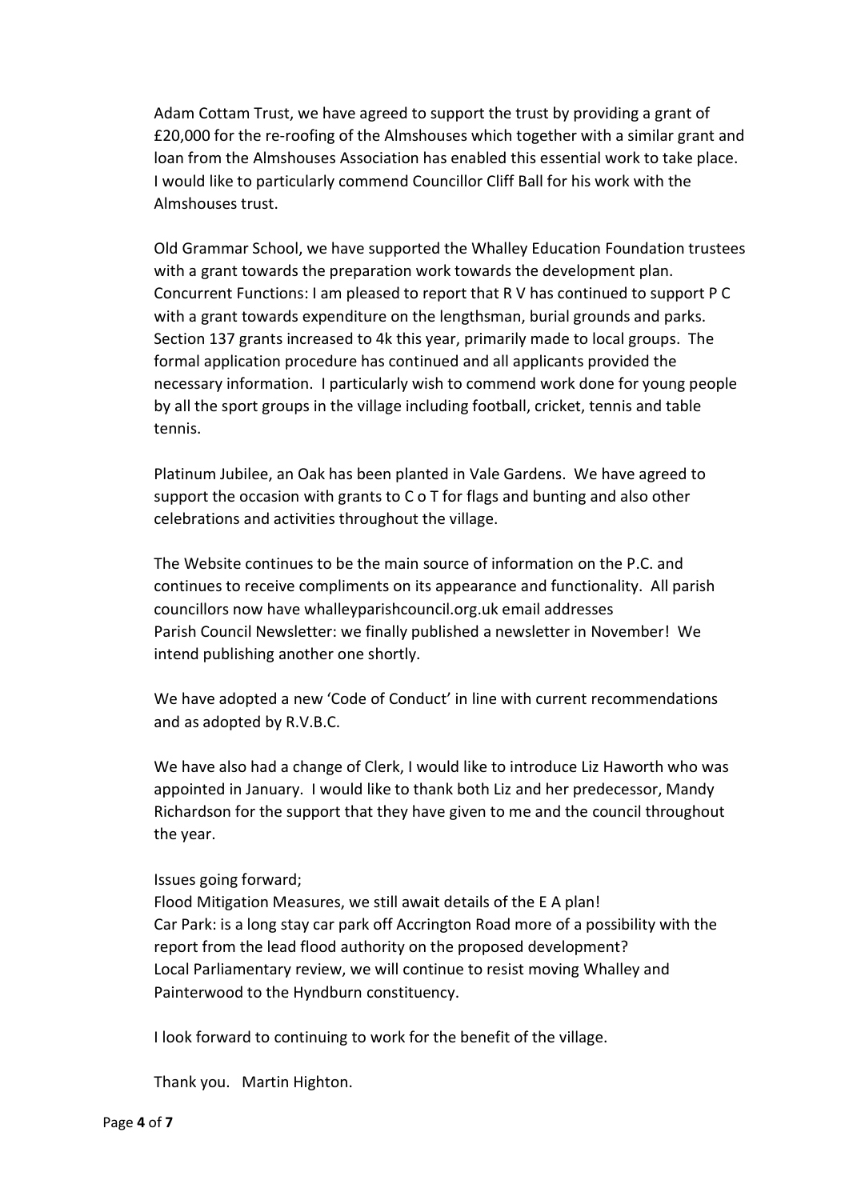Adam Cottam Trust, we have agreed to support the trust by providing a grant of £20,000 for the re-roofing of the Almshouses which together with a similar grant and loan from the Almshouses Association has enabled this essential work to take place. I would like to particularly commend Councillor Cliff Ball for his work with the Almshouses trust.

Old Grammar School, we have supported the Whalley Education Foundation trustees with a grant towards the preparation work towards the development plan.
Concurrent Functions: I am pleased to report that R V has continued to support P C with a grant towards expenditure on the lengthsman, burial grounds and parks.
Section 137 grants increased to 4k this year, primarily made to local groups. The formal application procedure has continued and all applicants provided the necessary information. I particularly wish to commend work done for young people by all the sport groups in the village including football, cricket, tennis and table tennis.

Platinum Jubilee, an Oak has been planted in Vale Gardens. We have agreed to support the occasion with grants to C o T for flags and bunting and also other celebrations and activities throughout the village.

The Website continues to be the main source of information on the P.C. and continues to receive compliments on its appearance and functionality. All parish councillors now have whalleyparishcouncil.org.uk email addresses
Parish Council Newsletter: we finally published a newsletter in November! We intend publishing another one shortly.

We have adopted a new 'Code of Conduct' in line with current recommendations and as adopted by R.V.B.C.

We have also had a change of Clerk, I would like to introduce Liz Haworth who was appointed in January. I would like to thank both Liz and her predecessor, Mandy Richardson for the support that they have given to me and the council throughout the year.

Issues going forward;
Flood Mitigation Measures, we still await details of the E A plan!
Car Park: is a long stay car park off Accrington Road more of a possibility with the report from the lead flood authority on the proposed development?
Local Parliamentary review, we will continue to resist moving Whalley and Painterwood to the Hyndburn constituency.

I look forward to continuing to work for the benefit of the village.

Thank you. Martin Highton.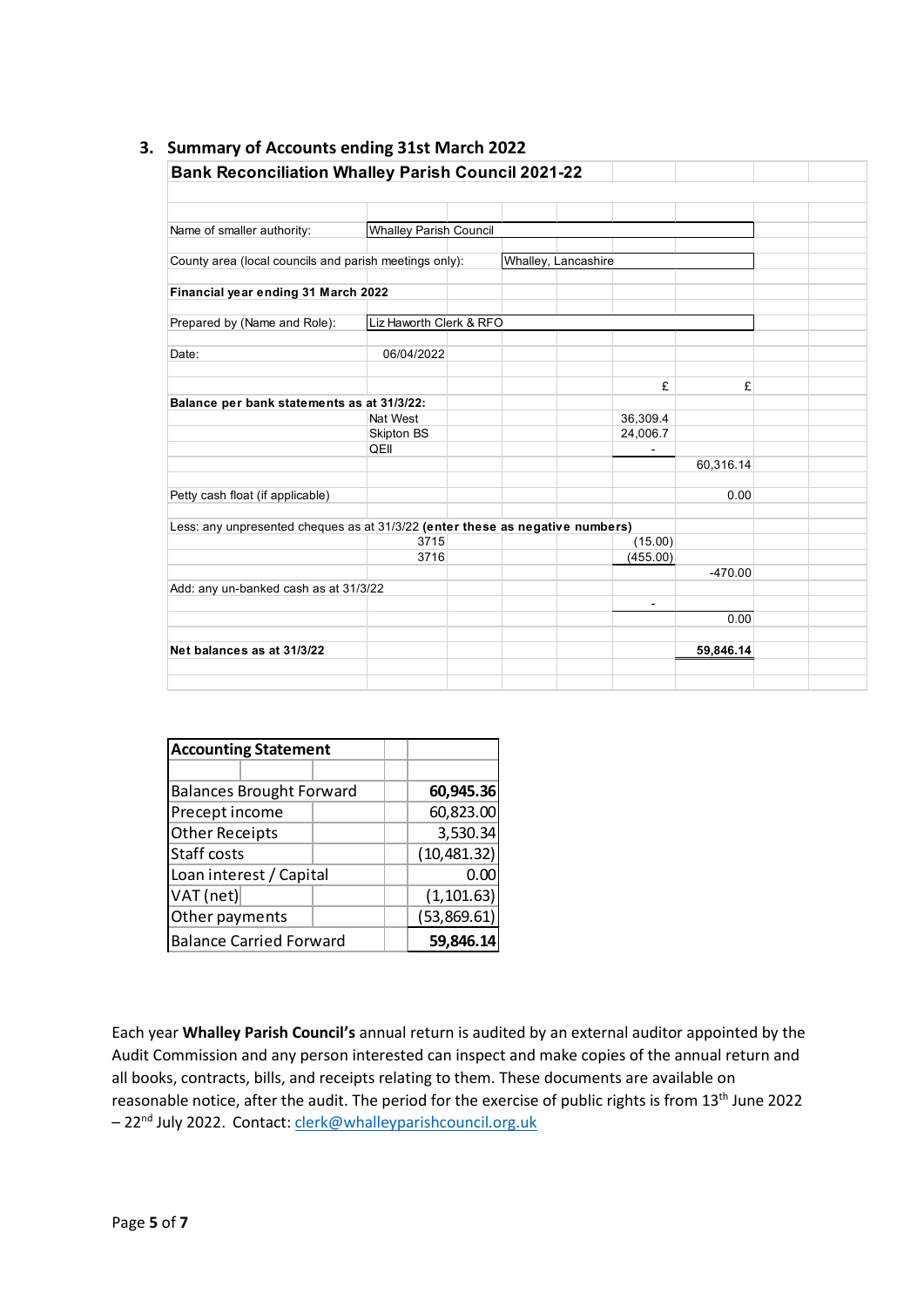### 3. Summary of Accounts ending 31st March 2022

**Bank Reconciliation Whalley Parish Council 2021-22**

| | | | |
|---|---|---|---|
| Name of smaller authority: | Whalley Parish Council | | |
| County area (local councils and parish meetings only): | Whalley, Lancashire | | |
| **Financial year ending 31 March 2022** | | | |
| Prepared by (Name and Role): | Liz Haworth Clerk & RFO | | |
| Date: | 06/04/2022 | | |
| | | £ | £ |
| **Balance per bank statements as at 31/3/22:** | | | |
| | Nat West | 36,309.4 | |
| | Skipton BS | 24,006.7 | |
| | QEII | - | |
| | | | 60,316.14 |
| Petty cash float (if applicable) | | | 0.00 |
| Less: any unpresented cheques as at 31/3/22 **(enter these as negative numbers)** | | | |
| | 3715 | (15.00) | |
| | 3716 | (455.00) | |
| | | | -470.00 |
| Add: any un-banked cash as at 31/3/22 | | | |
| | | - | |
| | | | 0.00 |
| **Net balances as at 31/3/22** | | | **59,846.14** |

| **Accounting Statement** | |
|---|---|
| Balances Brought Forward | **60,945.36** |
| Precept income | 60,823.00 |
| Other Receipts | 3,530.34 |
| Staff costs | (10,481.32) |
| Loan interest / Capital | 0.00 |
| VAT (net) | (1,101.63) |
| Other payments | (53,869.61) |
| Balance Carried Forward | **59,846.14** |

Each year **Whalley Parish Council's** annual return is audited by an external auditor appointed by the Audit Commission and any person interested can inspect and make copies of the annual return and all books, contracts, bills, and receipts relating to them. These documents are available on reasonable notice, after the audit. The period for the exercise of public rights is from 13th June 2022 – 22nd July 2022. Contact: clerk@whalleyparishcouncil.org.uk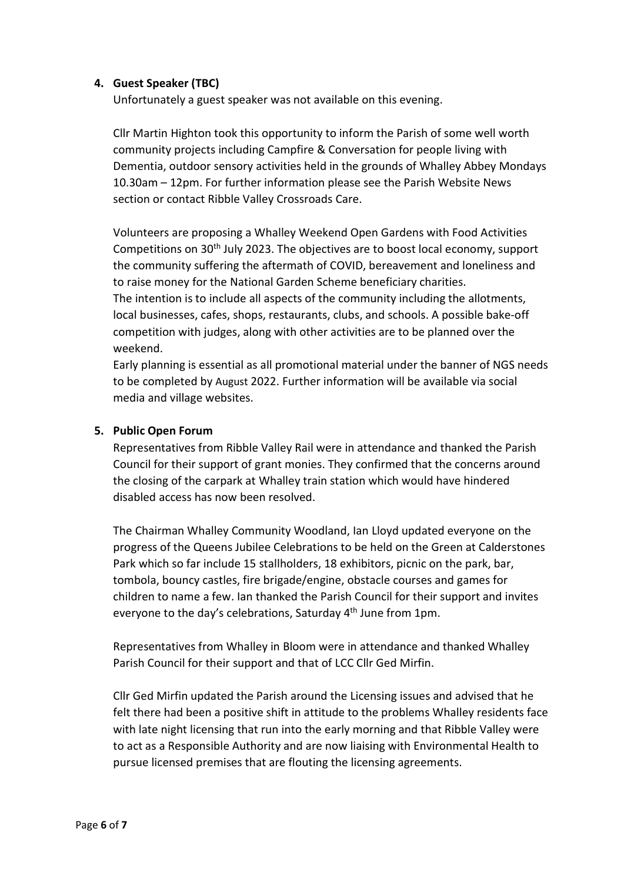4. **Guest Speaker (TBC)**

   Unfortunately a guest speaker was not available on this evening.

   Cllr Martin Highton took this opportunity to inform the Parish of some well worth community projects including Campfire & Conversation for people living with Dementia, outdoor sensory activities held in the grounds of Whalley Abbey Mondays 10.30am – 12pm. For further information please see the Parish Website News section or contact Ribble Valley Crossroads Care.

   Volunteers are proposing a Whalley Weekend Open Gardens with Food Activities Competitions on 30th July 2023. The objectives are to boost local economy, support the community suffering the aftermath of COVID, bereavement and loneliness and to raise money for the National Garden Scheme beneficiary charities.
   The intention is to include all aspects of the community including the allotments, local businesses, cafes, shops, restaurants, clubs, and schools. A possible bake-off competition with judges, along with other activities are to be planned over the weekend.
   Early planning is essential as all promotional material under the banner of NGS needs to be completed by August 2022. Further information will be available via social media and village websites.

5. **Public Open Forum**

   Representatives from Ribble Valley Rail were in attendance and thanked the Parish Council for their support of grant monies. They confirmed that the concerns around the closing of the carpark at Whalley train station which would have hindered disabled access has now been resolved.

   The Chairman Whalley Community Woodland, Ian Lloyd updated everyone on the progress of the Queens Jubilee Celebrations to be held on the Green at Calderstones Park which so far include 15 stallholders, 18 exhibitors, picnic on the park, bar, tombola, bouncy castles, fire brigade/engine, obstacle courses and games for children to name a few. Ian thanked the Parish Council for their support and invites everyone to the day's celebrations, Saturday 4th June from 1pm.

   Representatives from Whalley in Bloom were in attendance and thanked Whalley Parish Council for their support and that of LCC Cllr Ged Mirfin.

   Cllr Ged Mirfin updated the Parish around the Licensing issues and advised that he felt there had been a positive shift in attitude to the problems Whalley residents face with late night licensing that run into the early morning and that Ribble Valley were to act as a Responsible Authority and are now liaising with Environmental Health to pursue licensed premises that are flouting the licensing agreements.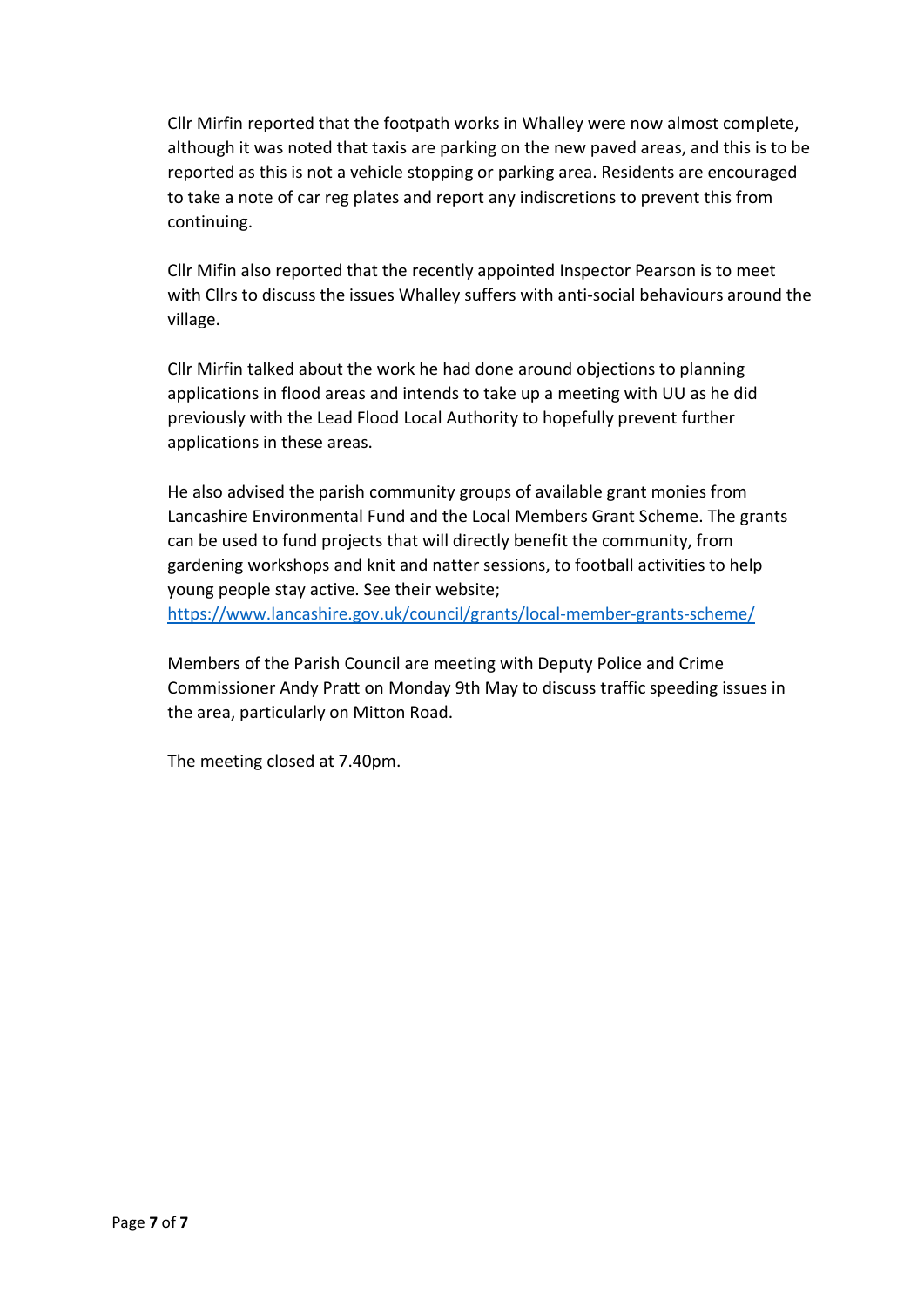Cllr Mirfin reported that the footpath works in Whalley were now almost complete, although it was noted that taxis are parking on the new paved areas, and this is to be reported as this is not a vehicle stopping or parking area. Residents are encouraged to take a note of car reg plates and report any indiscretions to prevent this from continuing.

Cllr Mifin also reported that the recently appointed Inspector Pearson is to meet with Cllrs to discuss the issues Whalley suffers with anti-social behaviours around the village.

Cllr Mirfin talked about the work he had done around objections to planning applications in flood areas and intends to take up a meeting with UU as he did previously with the Lead Flood Local Authority to hopefully prevent further applications in these areas.

He also advised the parish community groups of available grant monies from Lancashire Environmental Fund and the Local Members Grant Scheme. The grants can be used to fund projects that will directly benefit the community, from gardening workshops and knit and natter sessions, to football activities to help young people stay active. See their website; https://www.lancashire.gov.uk/council/grants/local-member-grants-scheme/

Members of the Parish Council are meeting with Deputy Police and Crime Commissioner Andy Pratt on Monday 9th May to discuss traffic speeding issues in the area, particularly on Mitton Road.

The meeting closed at 7.40pm.